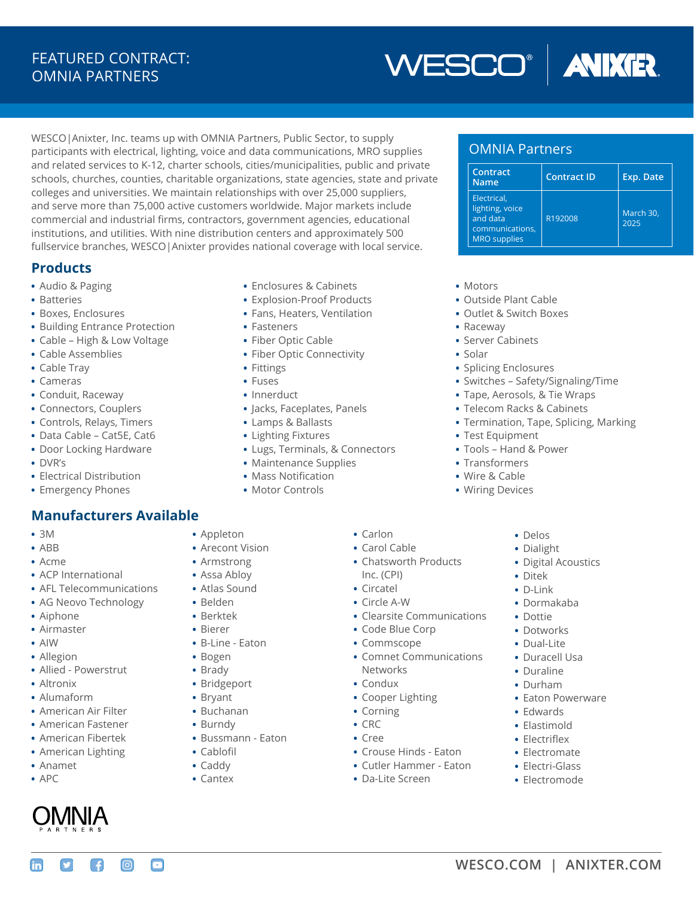# FEATURED CONTRACT: OMNIA PARTNERS

WESCO | ANIXTER

WESCO|Anixter, Inc. teams up with OMNIA Partners, Public Sector, to supply participants with electrical, lighting, voice and data communications, MRO supplies and related services to K-12, charter schools, cities/municipalities, public and private schools, churches, counties, charitable organizations, state agencies, state and private colleges and universities. We maintain relationships with over 25,000 suppliers, and serve more than 75,000 active customers worldwide. Major markets include commercial and industrial firms, contractors, government agencies, educational institutions, and utilities. With nine distribution centers and approximately 500 fullservice branches, WESCO|Anixter provides national coverage with local service.

## OMNIA Partners

| Contract Name | Contract ID | Exp. Date |
| --- | --- | --- |
| Electrical, lighting, voice and data communications, MRO supplies | R192008 | March 30, 2025 |

## Products

- Audio & Paging
- Batteries
- Boxes, Enclosures
- Building Entrance Protection
- Cable – High & Low Voltage
- Cable Assemblies
- Cable Tray
- Cameras
- Conduit, Raceway
- Connectors, Couplers
- Controls, Relays, Timers
- Data Cable – Cat5E, Cat6
- Door Locking Hardware
- DVR's
- Electrical Distribution
- Emergency Phones
- Enclosures & Cabinets
- Explosion-Proof Products
- Fans, Heaters, Ventilation
- Fasteners
- Fiber Optic Cable
- Fiber Optic Connectivity
- Fittings
- Fuses
- Innerduct
- Jacks, Faceplates, Panels
- Lamps & Ballasts
- Lighting Fixtures
- Lugs, Terminals, & Connectors
- Maintenance Supplies
- Mass Notification
- Motor Controls
- Motors
- Outside Plant Cable
- Outlet & Switch Boxes
- Raceway
- Server Cabinets
- Solar
- Splicing Enclosures
- Switches – Safety/Signaling/Time
- Tape, Aerosols, & Tie Wraps
- Telecom Racks & Cabinets
- Termination, Tape, Splicing, Marking
- Test Equipment
- Tools – Hand & Power
- Transformers
- Wire & Cable
- Wiring Devices

## Manufacturers Available

- 3M
- ABB
- Acme
- ACP International
- AFL Telecommunications
- AG Neovo Technology
- Aiphone
- Airmaster
- AIW
- Allegion
- Allied - Powerstrut
- Altronix
- Alumaform
- American Air Filter
- American Fastener
- American Fibertek
- American Lighting
- Anamet
- APC
- Appleton
- Arecont Vision
- Armstrong
- Assa Abloy
- Atlas Sound
- Belden
- Berktek
- Bierer
- B-Line - Eaton
- Bogen
- Brady
- Bridgeport
- Bryant
- Buchanan
- Burndy
- Bussmann - Eaton
- Cablofil
- Caddy
- Cantex
- Carlon
- Carol Cable
- Chatsworth Products Inc. (CPI)
- Circatel
- Circle A-W
- Clearsite Communications
- Code Blue Corp
- Commscope
- Comnet Communications Networks
- Condux
- Cooper Lighting
- Corning
- CRC
- Cree
- Crouse Hinds - Eaton
- Cutler Hammer - Eaton
- Da-Lite Screen
- Delos
- Dialight
- Digital Acoustics
- Ditek
- D-Link
- Dormakaba
- Dottie
- Dotworks
- Dual-Lite
- Duracell Usa
- Duraline
- Durham
- Eaton Powerware
- Edwards
- Elastimold
- Electriflex
- Electromate
- Electri-Glass
- Electromode

OMNIA PARTNERS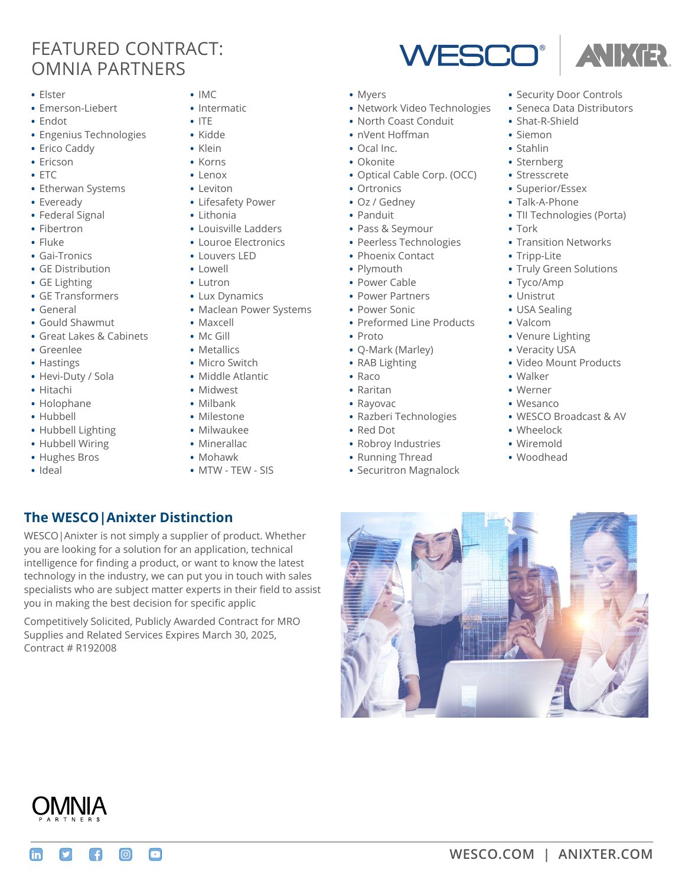# FEATURED CONTRACT: OMNIA PARTNERS

- Elster
- Emerson-Liebert
- Endot
- Engenius Technologies
- Erico Caddy
- Ericson
- ETC
- Etherwan Systems
- Eveready
- Federal Signal
- Fibertron
- Fluke
- Gai-Tronics
- GE Distribution
- GE Lighting
- GE Transformers
- General
- Gould Shawmut
- Great Lakes & Cabinets
- Greenlee
- Hastings
- Hevi-Duty / Sola
- Hitachi
- Holophane
- Hubbell
- Hubbell Lighting
- Hubbell Wiring
- Hughes Bros
- Ideal
- IMC
- Intermatic
- ITE
- Kidde
- Klein
- Korns
- Lenox
- Leviton
- Lifesafety Power
- Lithonia
- Louisville Ladders
- Louroe Electronics
- Louvers LED
- Lowell
- Lutron
- Lux Dynamics
- Maclean Power Systems
- Maxcell
- Mc Gill
- Metallics
- Micro Switch
- Middle Atlantic
- Midwest
- Milbank
- Milestone
- Milwaukee
- Minerallac
- Mohawk
- MTW - TEW - SIS
- Myers
- Network Video Technologies
- North Coast Conduit
- nVent Hoffman
- Ocal Inc.
- Okonite
- Optical Cable Corp. (OCC)
- Ortronics
- Oz / Gedney
- Panduit
- Pass & Seymour
- Peerless Technologies
- Phoenix Contact
- Plymouth
- Power Cable
- Power Partners
- Power Sonic
- Preformed Line Products
- Proto
- Q-Mark (Marley)
- RAB Lighting
- Raco
- Raritan
- Rayovac
- Razberi Technologies
- Red Dot
- Robroy Industries
- Running Thread
- Securitron Magnalock
- Security Door Controls
- Seneca Data Distributors
- Shat-R-Shield
- Siemon
- Stahlin
- Sternberg
- Stresscrete
- Superior/Essex
- Talk-A-Phone
- TII Technologies (Porta)
- Tork
- Transition Networks
- Tripp-Lite
- Truly Green Solutions
- Tyco/Amp
- Unistrut
- USA Sealing
- Valcom
- Venure Lighting
- Veracity USA
- Video Mount Products
- Walker
- Werner
- Wesanco
- WESCO Broadcast & AV
- Wheelock
- Wiremold
- Woodhead

## The WESCO|Anixter Distinction

WESCO|Anixter is not simply a supplier of product. Whether you are looking for a solution for an application, technical intelligence for finding a product, or want to know the latest technology in the industry, we can put you in touch with sales specialists who are subject matter experts in their field to assist you in making the best decision for specific applic

Competitively Solicited, Publicly Awarded Contract for MRO Supplies and Related Services Expires March 30, 2025, Contract # R192008

WESCO.COM | ANIXTER.COM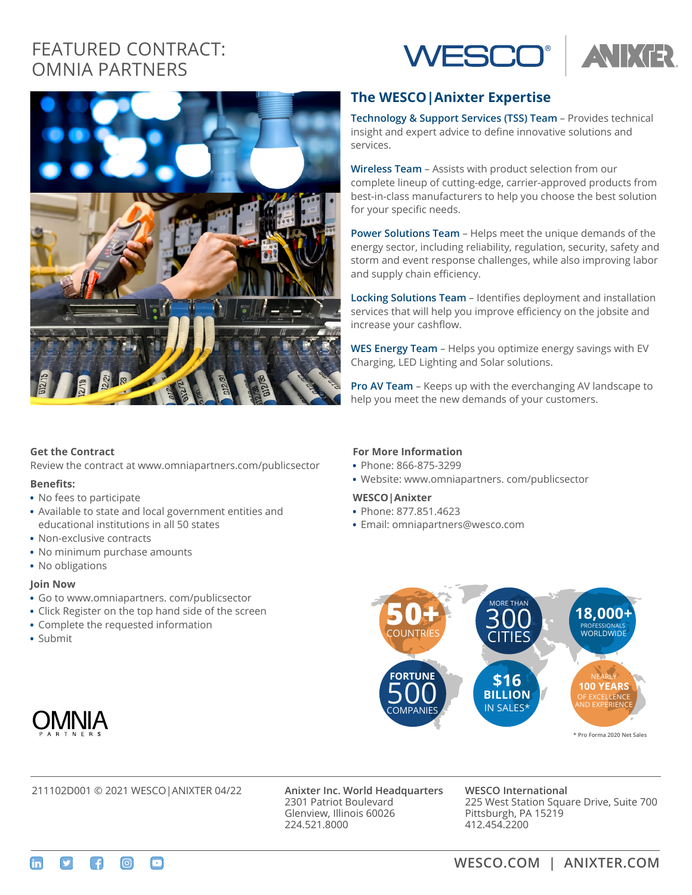# FEATURED CONTRACT: OMNIA PARTNERS

## The WESCO|Anixter Expertise

**Technology & Support Services (TSS) Team** – Provides technical insight and expert advice to define innovative solutions and services.

**Wireless Team** – Assists with product selection from our complete lineup of cutting-edge, carrier-approved products from best-in-class manufacturers to help you choose the best solution for your specific needs.

**Power Solutions Team** – Helps meet the unique demands of the energy sector, including reliability, regulation, security, safety and storm and event response challenges, while also improving labor and supply chain efficiency.

**Locking Solutions Team** – Identifies deployment and installation services that will help you improve efficiency on the jobsite and increase your cashflow.

**WES Energy Team** – Helps you optimize energy savings with EV Charging, LED Lighting and Solar solutions.

**Pro AV Team** – Keeps up with the everchanging AV landscape to help you meet the new demands of your customers.

**Get the Contract**

Review the contract at www.omniapartners.com/publicsector

**Benefits:**

- No fees to participate
- Available to state and local government entities and educational institutions in all 50 states
- Non-exclusive contracts
- No minimum purchase amounts
- No obligations

**Join Now**

- Go to www.omniapartners. com/publicsector
- Click Register on the top hand side of the screen
- Complete the requested information
- Submit

**For More Information**

- Phone: 866-875-3299
- Website: www.omniapartners. com/publicsector

**WESCO|Anixter**

- Phone: 877.851.4623
- Email: omniapartners@wesco.com

50+ COUNTRIES

MORE THAN 300 CITIES

18,000+ PROFESSIONALS WORLDWIDE

FORTUNE 500 COMPANIES

$16 BILLION IN SALES*

NEARLY 100 YEARS OF EXCELLENCE AND EXPERIENCE

\* Pro Forma 2020 Net Sales

211102D001 © 2021 WESCO|ANIXTER 04/22

**Anixter Inc. World Headquarters**
2301 Patriot Boulevard
Glenview, Illinois 60026
224.521.8000

**WESCO International**
225 West Station Square Drive, Suite 700
Pittsburgh, PA 15219
412.454.2200

WESCO.COM | ANIXTER.COM